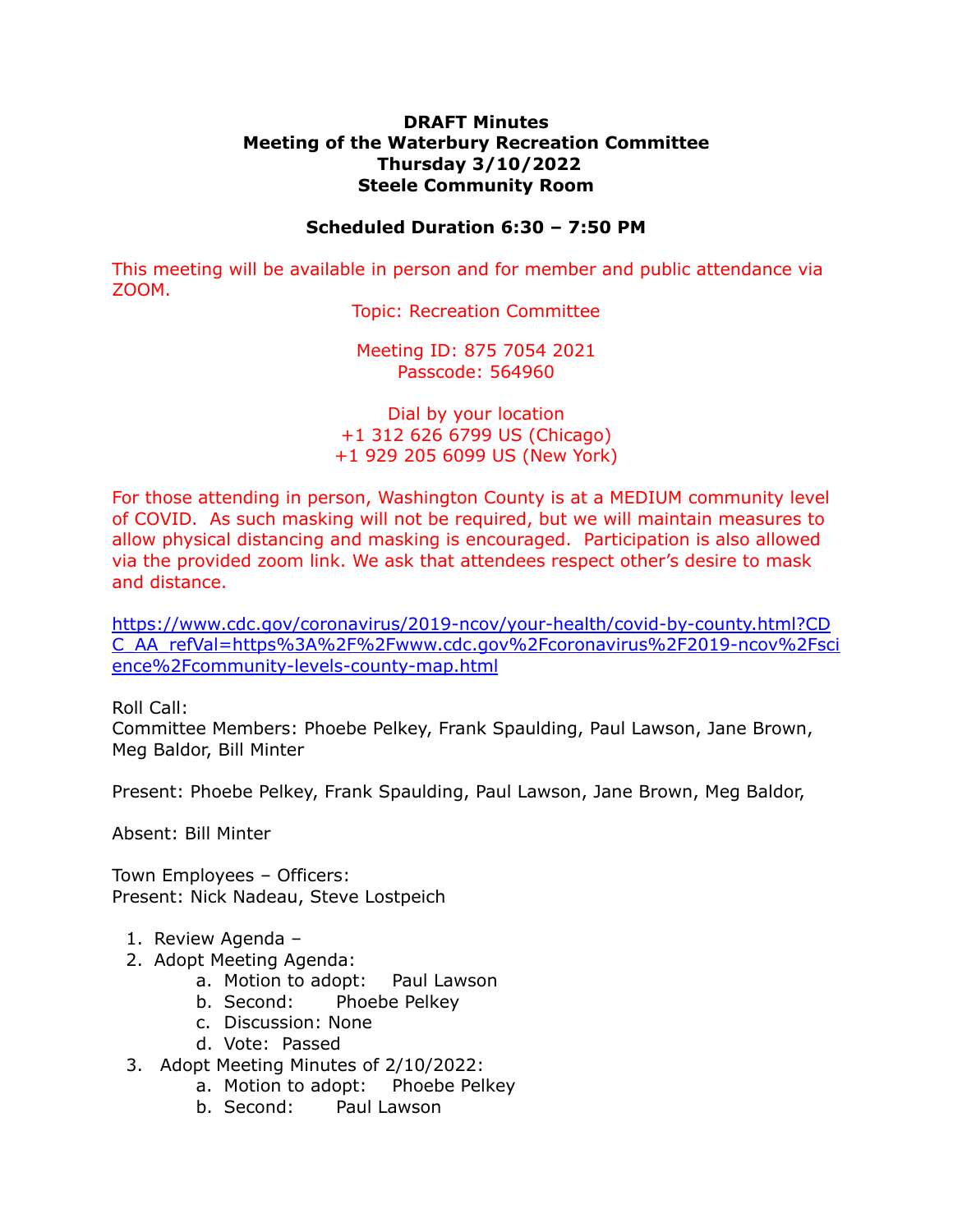**DRAFT Minutes**
**Meeting of the Waterbury Recreation Committee**
**Thursday 3/10/2022**
**Steele Community Room**

**Scheduled Duration 6:30 – 7:50 PM**

This meeting will be available in person and for member and public attendance via ZOOM.

Topic: Recreation Committee

Meeting ID: 875 7054 2021
Passcode: 564960

Dial by your location
+1 312 626 6799 US (Chicago)
+1 929 205 6099 US (New York)

For those attending in person, Washington County is at a MEDIUM community level of COVID. As such masking will not be required, but we will maintain measures to allow physical distancing and masking is encouraged. Participation is also allowed via the provided zoom link. We ask that attendees respect other's desire to mask and distance.

https://www.cdc.gov/coronavirus/2019-ncov/your-health/covid-by-county.html?CDC_AA_refVal=https%3A%2F%2Fwww.cdc.gov%2Fcoronavirus%2F2019-ncov%2Fscience%2Fcommunity-levels-county-map.html

Roll Call:
Committee Members: Phoebe Pelkey, Frank Spaulding, Paul Lawson, Jane Brown, Meg Baldor, Bill Minter

Present: Phoebe Pelkey, Frank Spaulding, Paul Lawson, Jane Brown, Meg Baldor,

Absent: Bill Minter

Town Employees – Officers:
Present: Nick Nadeau, Steve Lostpeich

1. Review Agenda –
2. Adopt Meeting Agenda:
    a. Motion to adopt: Paul Lawson
    b. Second: Phoebe Pelkey
    c. Discussion: None
    d. Vote: Passed
3. Adopt Meeting Minutes of 2/10/2022:
    a. Motion to adopt: Phoebe Pelkey
    b. Second: Paul Lawson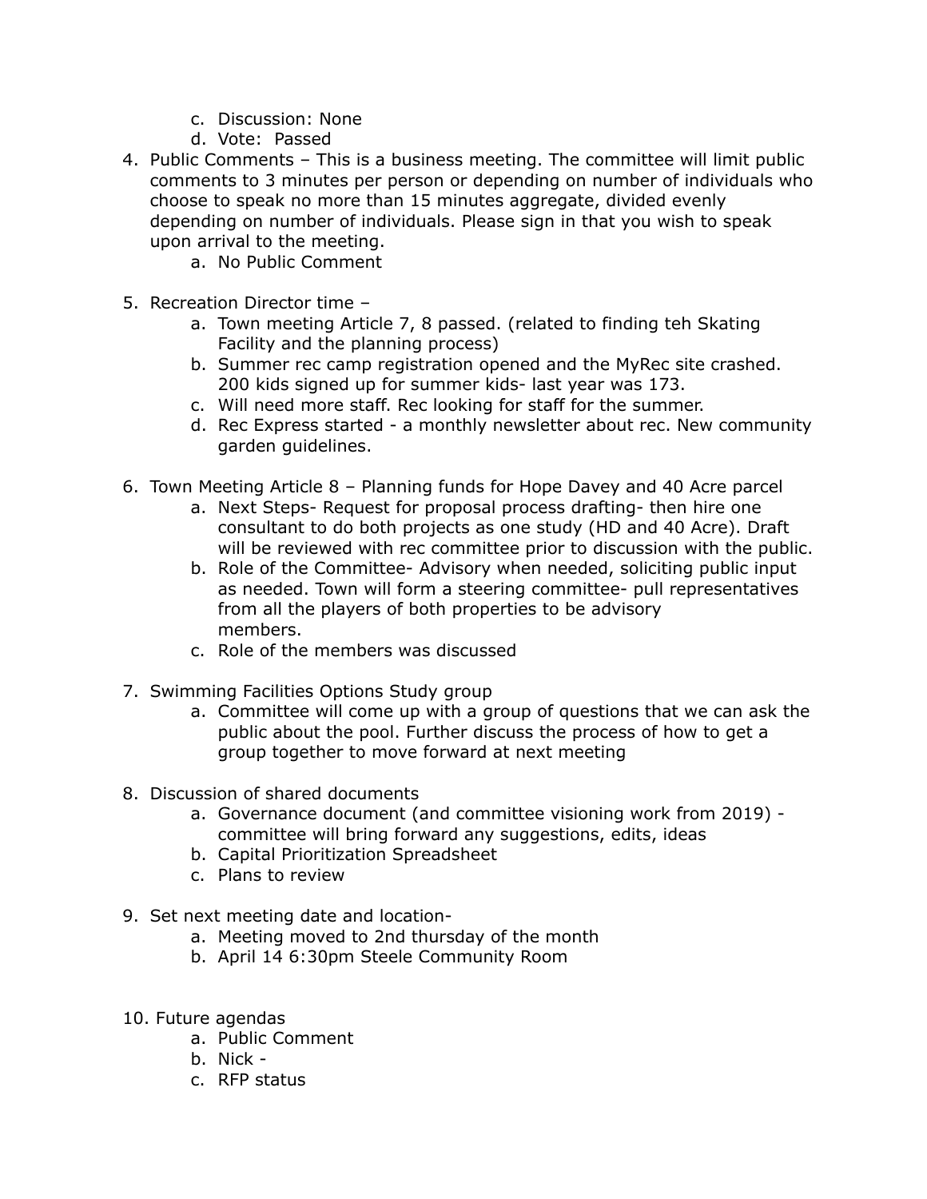c. Discussion: None
   d. Vote: Passed

4. Public Comments – This is a business meeting. The committee will limit public comments to 3 minutes per person or depending on number of individuals who choose to speak no more than 15 minutes aggregate, divided evenly depending on number of individuals. Please sign in that you wish to speak upon arrival to the meeting.
   a. No Public Comment

5. Recreation Director time –
   a. Town meeting Article 7, 8 passed. (related to finding teh Skating Facility and the planning process)
   b. Summer rec camp registration opened and the MyRec site crashed. 200 kids signed up for summer kids- last year was 173.
   c. Will need more staff. Rec looking for staff for the summer.
   d. Rec Express started - a monthly newsletter about rec. New community garden guidelines.

6. Town Meeting Article 8 – Planning funds for Hope Davey and 40 Acre parcel
   a. Next Steps- Request for proposal process drafting- then hire one consultant to do both projects as one study (HD and 40 Acre). Draft will be reviewed with rec committee prior to discussion with the public.
   b. Role of the Committee- Advisory when needed, soliciting public input as needed. Town will form a steering committee- pull representatives from all the players of both properties to be advisory members.
   c. Role of the members was discussed

7. Swimming Facilities Options Study group
   a. Committee will come up with a group of questions that we can ask the public about the pool. Further discuss the process of how to get a group together to move forward at next meeting

8. Discussion of shared documents
   a. Governance document (and committee visioning work from 2019) - committee will bring forward any suggestions, edits, ideas
   b. Capital Prioritization Spreadsheet
   c. Plans to review

9. Set next meeting date and location-
   a. Meeting moved to 2nd thursday of the month
   b. April 14 6:30pm Steele Community Room

10. Future agendas
    a. Public Comment
    b. Nick -
    c. RFP status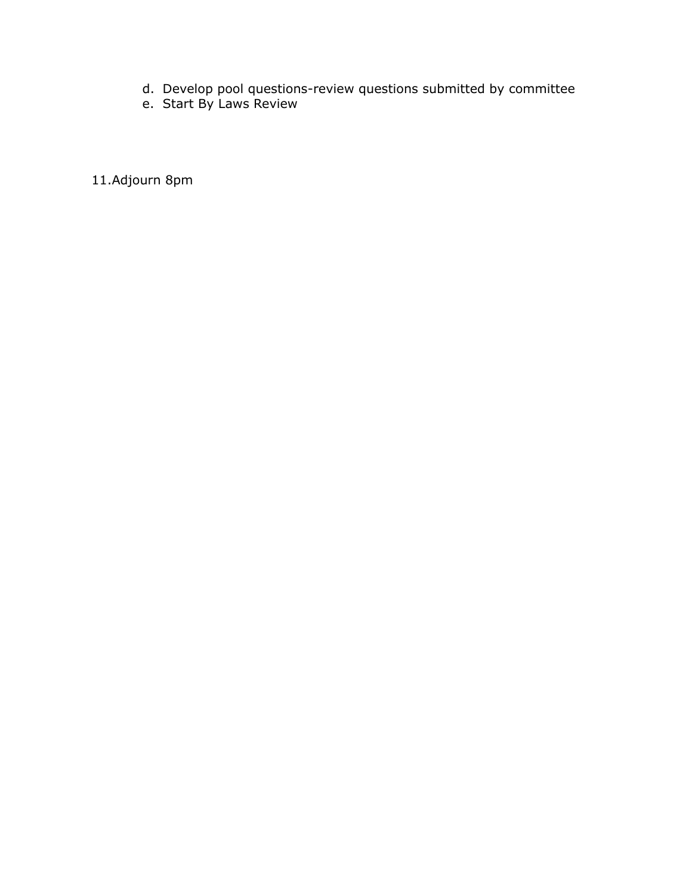d. Develop pool questions-review questions submitted by committee
   e. Start By Laws Review

11. Adjourn 8pm